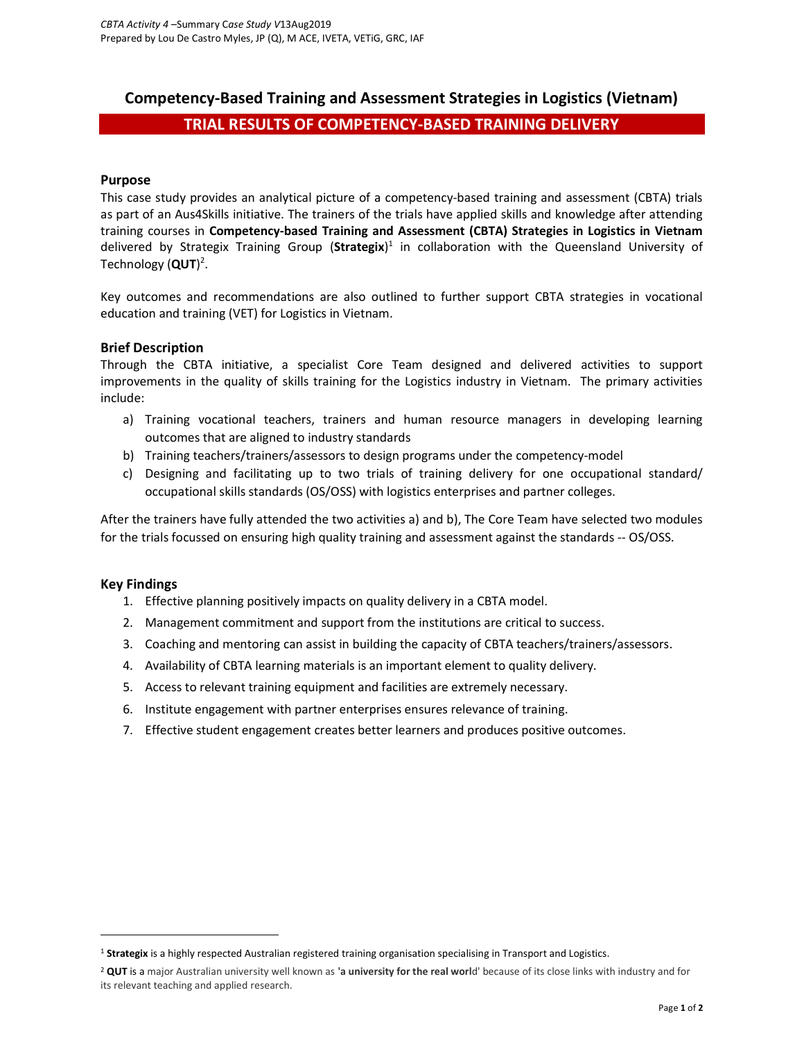# Competency-Based Training and Assessment Strategies in Logistics (Vietnam)

## TRIAL RESULTS OF COMPETENCY-BASED TRAINING DELIVERY

### Purpose

This case study provides an analytical picture of a competency-based training and assessment (CBTA) trials as part of an Aus4Skills initiative. The trainers of the trials have applied skills and knowledge after attending training courses in **Competency-based Training and Assessment (CBTA) Strategies in Logistics in Vietnam** delivered by Strategix Training Group (**Strategix**)[1] in collaboration with the Queensland University of Technology (**QUT**)[2].

Key outcomes and recommendations are also outlined to further support CBTA strategies in vocational education and training (VET) for Logistics in Vietnam.

### Brief Description

Through the CBTA initiative, a specialist Core Team designed and delivered activities to support improvements in the quality of skills training for the Logistics industry in Vietnam. The primary activities include:

a) Training vocational teachers, trainers and human resource managers in developing learning outcomes that are aligned to industry standards
b) Training teachers/trainers/assessors to design programs under the competency-model
c) Designing and facilitating up to two trials of training delivery for one occupational standard/ occupational skills standards (OS/OSS) with logistics enterprises and partner colleges.

After the trainers have fully attended the two activities a) and b), The Core Team have selected two modules for the trials focussed on ensuring high quality training and assessment against the standards -- OS/OSS.

### Key Findings

1. Effective planning positively impacts on quality delivery in a CBTA model.
2. Management commitment and support from the institutions are critical to success.
3. Coaching and mentoring can assist in building the capacity of CBTA teachers/trainers/assessors.
4. Availability of CBTA learning materials is an important element to quality delivery.
5. Access to relevant training equipment and facilities are extremely necessary.
6. Institute engagement with partner enterprises ensures relevance of training.
7. Effective student engagement creates better learners and produces positive outcomes.

---

[1] **Strategix** is a highly respected Australian registered training organisation specialising in Transport and Logistics.

[2] **QUT** is a major Australian university well known as '**a university for the real worl**d' because of its close links with industry and for its relevant teaching and applied research.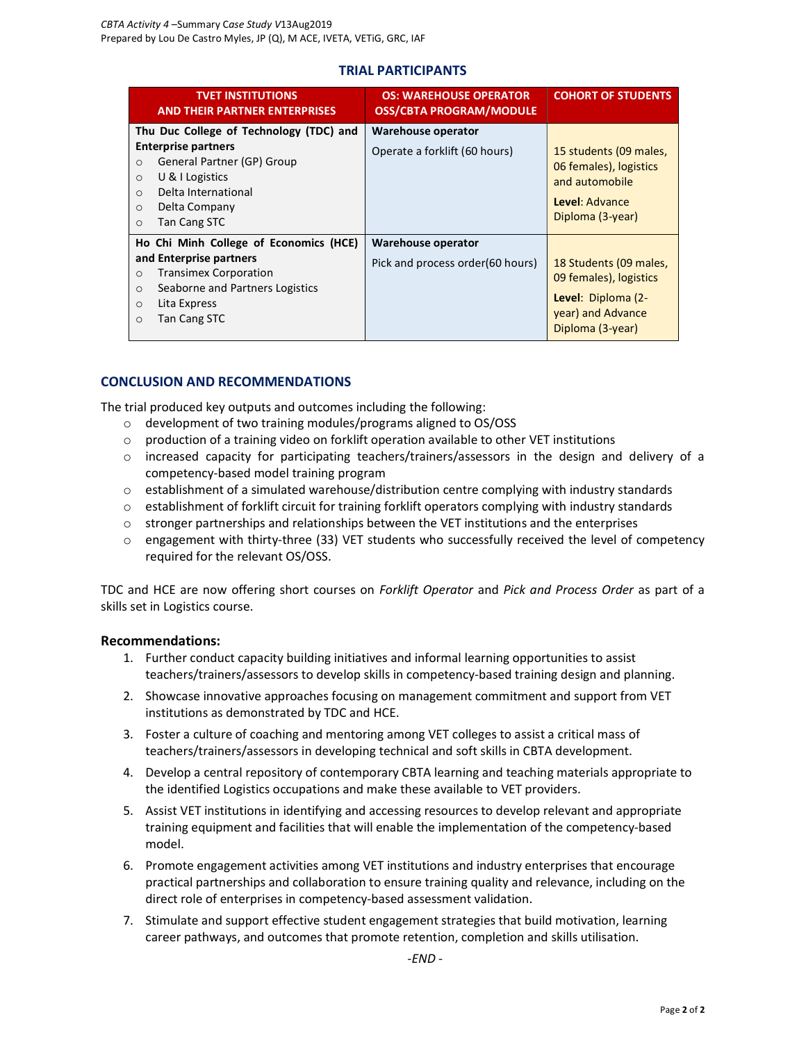## TRIAL PARTICIPANTS

| TVET INSTITUTIONS AND THEIR PARTNER ENTERPRISES | OS: WAREHOUSE OPERATOR OSS/CBTA PROGRAM/MODULE | COHORT OF STUDENTS |
|---|---|---|
| **Thu Duc College of Technology (TDC) and Enterprise partners**<br>○ General Partner (GP) Group<br>○ U & I Logistics<br>○ Delta International<br>○ Delta Company<br>○ Tan Cang STC | **Warehouse operator**<br>Operate a forklift (60 hours) | 15 students (09 males, 06 females), logistics and automobile<br>**Level**: Advance Diploma (3-year) |
| **Ho Chi Minh College of Economics (HCE) and Enterprise partners**<br>○ Transimex Corporation<br>○ Seaborne and Partners Logistics<br>○ Lita Express<br>○ Tan Cang STC | **Warehouse operator**<br>Pick and process order(60 hours) | 18 Students (09 males, 09 females), logistics<br>**Level**: Diploma (2-year) and Advance Diploma (3-year) |

## CONCLUSION AND RECOMMENDATIONS

The trial produced key outputs and outcomes including the following:

- development of two training modules/programs aligned to OS/OSS
- production of a training video on forklift operation available to other VET institutions
- increased capacity for participating teachers/trainers/assessors in the design and delivery of a competency-based model training program
- establishment of a simulated warehouse/distribution centre complying with industry standards
- establishment of forklift circuit for training forklift operators complying with industry standards
- stronger partnerships and relationships between the VET institutions and the enterprises
- engagement with thirty-three (33) VET students who successfully received the level of competency required for the relevant OS/OSS.

TDC and HCE are now offering short courses on *Forklift Operator* and *Pick and Process Order* as part of a skills set in Logistics course.

### Recommendations:

1. Further conduct capacity building initiatives and informal learning opportunities to assist teachers/trainers/assessors to develop skills in competency-based training design and planning.
2. Showcase innovative approaches focusing on management commitment and support from VET institutions as demonstrated by TDC and HCE.
3. Foster a culture of coaching and mentoring among VET colleges to assist a critical mass of teachers/trainers/assessors in developing technical and soft skills in CBTA development.
4. Develop a central repository of contemporary CBTA learning and teaching materials appropriate to the identified Logistics occupations and make these available to VET providers.
5. Assist VET institutions in identifying and accessing resources to develop relevant and appropriate training equipment and facilities that will enable the implementation of the competency-based model.
6. Promote engagement activities among VET institutions and industry enterprises that encourage practical partnerships and collaboration to ensure training quality and relevance, including on the direct role of enterprises in competency-based assessment validation.
7. Stimulate and support effective student engagement strategies that build motivation, learning career pathways, and outcomes that promote retention, completion and skills utilisation.

*-END -*